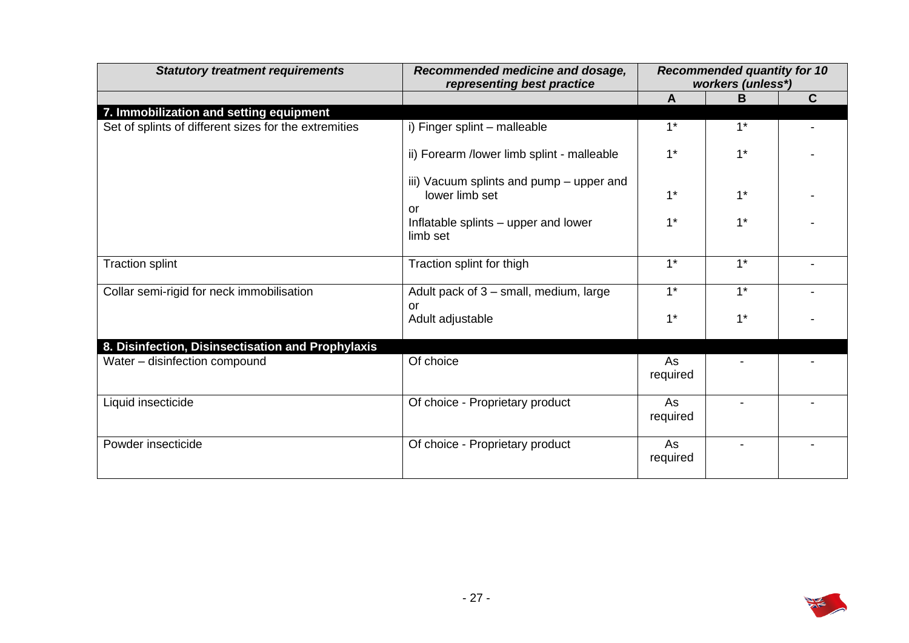| *Statistical treatment requirements* | *Recommended medicine and dosage, representing best practice* | *Recommended quantity for 10 workers (unless*)* | | |
|---|---|---|---|---|
| | | **A** | **B** | **C** |
| **7. Immobilization and setting equipment** | | | | |
| Set of splints of different sizes for the extremities | i) Finger splint – malleable | 1* | 1* | - |
| | ii) Forearm /lower limb splint - malleable | 1* | 1* | - |
| | iii) Vacuum splints and pump – upper and lower limb set<br>or | 1* | 1* | - |
| | Inflatable splints – upper and lower limb set | 1* | 1* | - |
| Traction splint | Traction splint for thigh | 1* | 1* | - |
| Collar semi-rigid for neck immobilisation | Adult pack of 3 – small, medium, large<br>or | 1* | 1* | - |
| | Adult adjustable | 1* | 1* | - |
| **8. Disinfection, Disinsectisation and Prophylaxis** | | | | |
| Water – disinfection compound | Of choice | As required | - | - |
| Liquid insecticide | Of choice - Proprietary product | As required | - | - |
| Powder insecticide | Of choice - Proprietary product | As required | - | - |

| *Statutory treatment requirements* | *Recommended medicine and dosage, representing best practice* | *Recommended quantity for 10 workers (unless*)* | | |
|---|---|---|---|---|
| | | **A** | **B** | **C** |
| **7. Immobilization and setting equipment** | | | | |
| Set of splints of different sizes for the extremities | i) Finger splint – malleable | 1* | 1* | - |
| | ii) Forearm /lower limb splint - malleable | 1* | 1* | - |
| | iii) Vacuum splints and pump – upper and lower limb set<br>or | 1* | 1* | - |
| | Inflatable splints – upper and lower limb set | 1* | 1* | - |
| Traction splint | Traction splint for thigh | 1* | 1* | - |
| Collar semi-rigid for neck immobilisation | Adult pack of 3 – small, medium, large<br>or | 1* | 1* | - |
| | Adult adjustable | 1* | 1* | - |
| **8. Disinfection, Disinsectisation and Prophylaxis** | | | | |
| Water – disinfection compound | Of choice | As required | - | - |
| Liquid insecticide | Of choice - Proprietary product | As required | - | - |
| Powder insecticide | Of choice - Proprietary product | As required | - | - |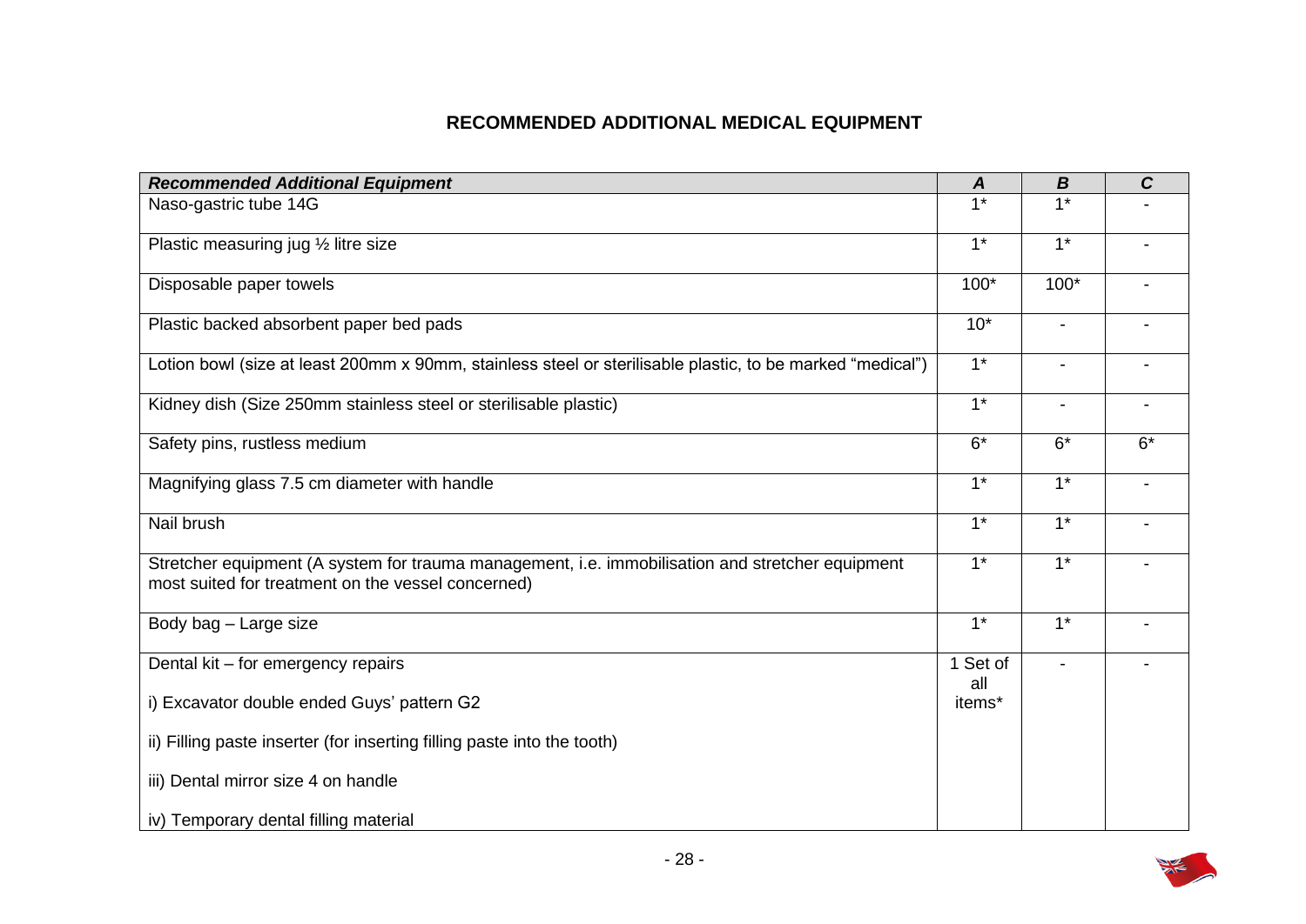## RECOMMENDED ADDITIONAL MEDICAL EQUIPMENT

| ***Recommended Additional Equipment*** | ***A*** | ***B*** | ***C*** |
|---|---|---|---|
| Naso-gastric tube 14G | 1* | 1* | - |
| Plastic measuring jug ½ litre size | 1* | 1* | - |
| Disposable paper towels | 100* | 100* | - |
| Plastic backed absorbent paper bed pads | 10* | - | - |
| Lotion bowl (size at least 200mm x 90mm, stainless steel or sterilisable plastic, to be marked "medical") | 1* | - | - |
| Kidney dish (Size 250mm stainless steel or sterilisable plastic) | 1* | - | - |
| Safety pins, rustless medium | 6* | 6* | 6* |
| Magnifying glass 7.5 cm diameter with handle | 1* | 1* | - |
| Nail brush | 1* | 1* | - |
| Stretcher equipment (A system for trauma management, i.e. immobilisation and stretcher equipment most suited for treatment on the vessel concerned) | 1* | 1* | - |
| Body bag – Large size | 1* | 1* | - |
| Dental kit – for emergency repairs<br><br>i) Excavator double ended Guys' pattern G2<br><br>ii) Filling paste inserter (for inserting filling paste into the tooth)<br><br>iii) Dental mirror size 4 on handle<br><br>iv) Temporary dental filling material | 1 Set of all items* | - | - |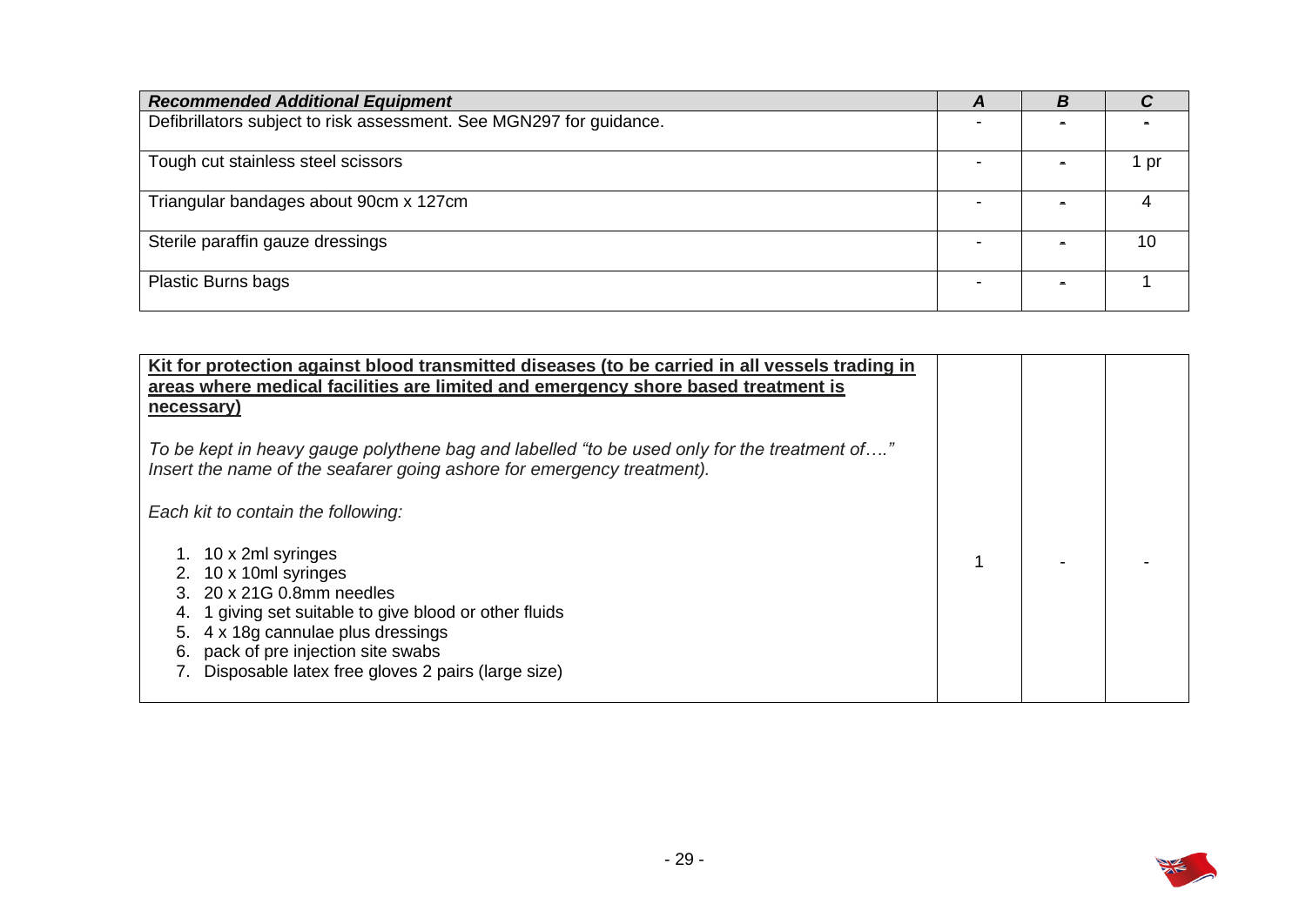| *Recommended Additional Equipment* | *A* | *B* | *C* |
|---|---|---|---|
| Defibrillators subject to risk assessment. See MGN297 for guidance. | - | - | - |
| Tough cut stainless steel scissors | - | - | 1 pr |
| Triangular bandages about 90cm x 127cm | - | - | 4 |
| Sterile paraffin gauze dressings | - | - | 10 |
| Plastic Burns bags | - | - | 1 |

| <u>**Kit for protection against blood transmitted diseases (to be carried in all vessels trading in areas where medical facilities are limited and emergency shore based treatment is necessary)**</u><br><br>*To be kept in heavy gauge polythene bag and labelled "to be used only for the treatment of…." Insert the name of the seafarer going ashore for emergency treatment).*<br><br>*Each kit to contain the following:*<br><br>1. 10 x 2ml syringes<br>2. 10 x 10ml syringes<br>3. 20 x 21G 0.8mm needles<br>4. 1 giving set suitable to give blood or other fluids<br>5. 4 x 18g cannulae plus dressings<br>6. pack of pre injection site swabs<br>7. Disposable latex free gloves 2 pairs (large size) | 1 | - | - |
|---|---|---|---|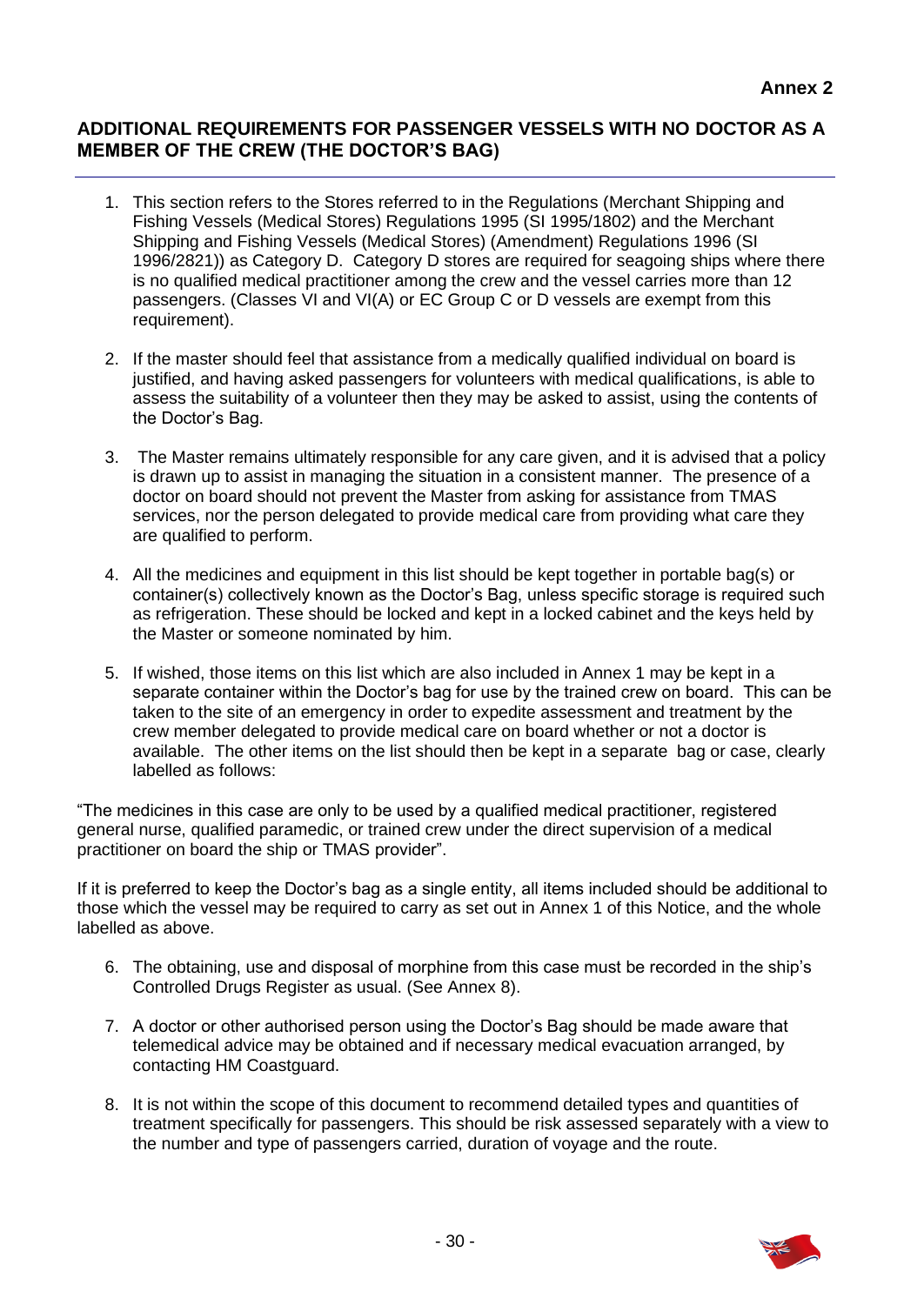**Annex 2**

## ADDITIONAL REQUIREMENTS FOR PASSENGER VESSELS WITH NO DOCTOR AS A MEMBER OF THE CREW (THE DOCTOR'S BAG)

1. This section refers to the Stores referred to in the Regulations (Merchant Shipping and Fishing Vessels (Medical Stores) Regulations 1995 (SI 1995/1802) and the Merchant Shipping and Fishing Vessels (Medical Stores) (Amendment) Regulations 1996 (SI 1996/2821)) as Category D. Category D stores are required for seagoing ships where there is no qualified medical practitioner among the crew and the vessel carries more than 12 passengers. (Classes VI and VI(A) or EC Group C or D vessels are exempt from this requirement).

2. If the master should feel that assistance from a medically qualified individual on board is justified, and having asked passengers for volunteers with medical qualifications, is able to assess the suitability of a volunteer then they may be asked to assist, using the contents of the Doctor's Bag.

3. The Master remains ultimately responsible for any care given, and it is advised that a policy is drawn up to assist in managing the situation in a consistent manner. The presence of a doctor on board should not prevent the Master from asking for assistance from TMAS services, nor the person delegated to provide medical care from providing what care they are qualified to perform.

4. All the medicines and equipment in this list should be kept together in portable bag(s) or container(s) collectively known as the Doctor's Bag, unless specific storage is required such as refrigeration. These should be locked and kept in a locked cabinet and the keys held by the Master or someone nominated by him.

5. If wished, those items on this list which are also included in Annex 1 may be kept in a separate container within the Doctor's bag for use by the trained crew on board. This can be taken to the site of an emergency in order to expedite assessment and treatment by the crew member delegated to provide medical care on board whether or not a doctor is available. The other items on the list should then be kept in a separate bag or case, clearly labelled as follows:

"The medicines in this case are only to be used by a qualified medical practitioner, registered general nurse, qualified paramedic, or trained crew under the direct supervision of a medical practitioner on board the ship or TMAS provider".

If it is preferred to keep the Doctor's bag as a single entity, all items included should be additional to those which the vessel may be required to carry as set out in Annex 1 of this Notice, and the whole labelled as above.

6. The obtaining, use and disposal of morphine from this case must be recorded in the ship's Controlled Drugs Register as usual. (See Annex 8).

7. A doctor or other authorised person using the Doctor's Bag should be made aware that telemedical advice may be obtained and if necessary medical evacuation arranged, by contacting HM Coastguard.

8. It is not within the scope of this document to recommend detailed types and quantities of treatment specifically for passengers. This should be risk assessed separately with a view to the number and type of passengers carried, duration of voyage and the route.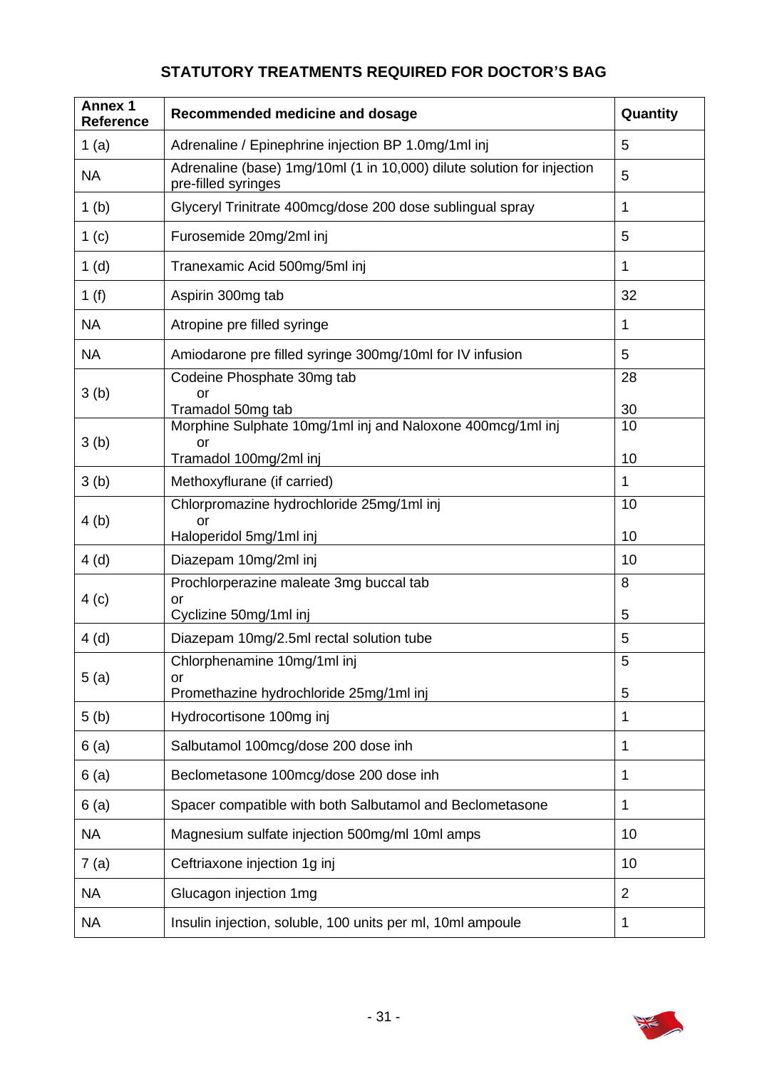## STATUTORY TREATMENTS REQUIRED FOR DOCTOR'S BAG

| Annex 1 Reference | Recommended medicine and dosage | Quantity |
|---|---|---|
| 1 (a) | Adrenaline / Epinephrine injection BP 1.0mg/1ml inj | 5 |
| NA | Adrenaline (base) 1mg/10ml (1 in 10,000) dilute solution for injection pre-filled syringes | 5 |
| 1 (b) | Glyceryl Trinitrate 400mcg/dose 200 dose sublingual spray | 1 |
| 1 (c) | Furosemide 20mg/2ml inj | 5 |
| 1 (d) | Tranexamic Acid 500mg/5ml inj | 1 |
| 1 (f) | Aspirin 300mg tab | 32 |
| NA | Atropine pre filled syringe | 1 |
| NA | Amiodarone pre filled syringe 300mg/10ml for IV infusion | 5 |
| 3 (b) | Codeine Phosphate 30mg tab<br>or<br>Tramadol 50mg tab | 28<br><br>30 |
| 3 (b) | Morphine Sulphate 10mg/1ml inj and Naloxone 400mcg/1ml inj<br>or<br>Tramadol 100mg/2ml inj | 10<br><br>10 |
| 3 (b) | Methoxyflurane (if carried) | 1 |
| 4 (b) | Chlorpromazine hydrochloride 25mg/1ml inj<br>or<br>Haloperidol 5mg/1ml inj | 10<br><br>10 |
| 4 (d) | Diazepam 10mg/2ml inj | 10 |
| 4 (c) | Prochlorperazine maleate 3mg buccal tab<br>or<br>Cyclizine 50mg/1ml inj | 8<br><br>5 |
| 4 (d) | Diazepam 10mg/2.5ml rectal solution tube | 5 |
| 5 (a) | Chlorphenamine 10mg/1ml inj<br>or<br>Promethazine hydrochloride 25mg/1ml inj | 5<br><br>5 |
| 5 (b) | Hydrocortisone 100mg inj | 1 |
| 6 (a) | Salbutamol 100mcg/dose 200 dose inh | 1 |
| 6 (a) | Beclometasone 100mcg/dose 200 dose inh | 1 |
| 6 (a) | Spacer compatible with both Salbutamol and Beclometasone | 1 |
| NA | Magnesium sulfate injection 500mg/ml 10ml amps | 10 |
| 7 (a) | Ceftriaxone injection 1g inj | 10 |
| NA | Glucagon injection 1mg | 2 |
| NA | Insulin injection, soluble, 100 units per ml, 10ml ampoule | 1 |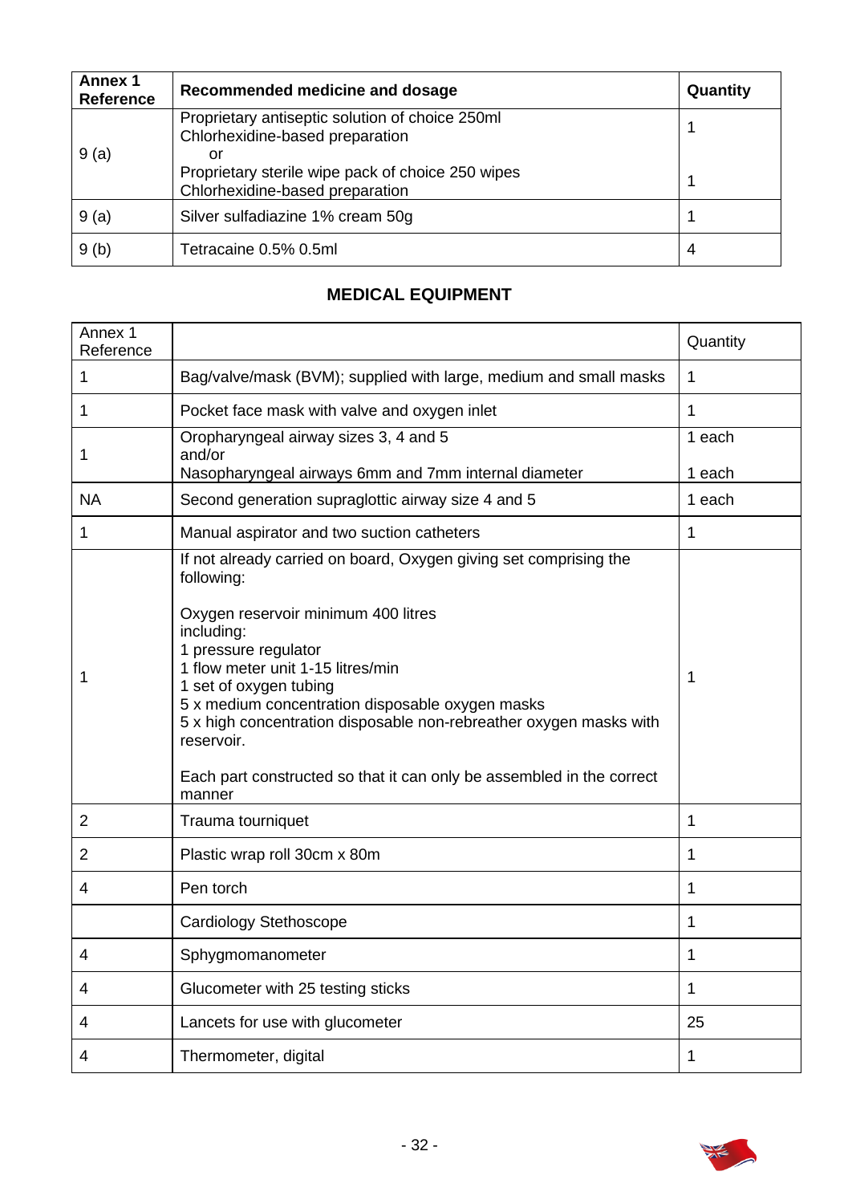| Annex 1 Reference | Recommended medicine and dosage | Quantity |
|---|---|---|
| 9 (a) | Proprietary antiseptic solution of choice 250ml Chlorhexidine-based preparation<br>or<br>Proprietary sterile wipe pack of choice 250 wipes Chlorhexidine-based preparation | 1<br><br>1 |
| 9 (a) | Silver sulfadiazine 1% cream 50g | 1 |
| 9 (b) | Tetracaine 0.5% 0.5ml | 4 |

## MEDICAL EQUIPMENT

| Annex 1 Reference | | Quantity |
|---|---|---|
| 1 | Bag/valve/mask (BVM); supplied with large, medium and small masks | 1 |
| 1 | Pocket face mask with valve and oxygen inlet | 1 |
| 1 | Oropharyngeal airway sizes 3, 4 and 5<br>and/or<br>Nasopharyngeal airways 6mm and 7mm internal diameter | 1 each<br><br>1 each |
| NA | Second generation supraglottic airway size 4 and 5 | 1 each |
| 1 | Manual aspirator and two suction catheters | 1 |
| 1 | If not already carried on board, Oxygen giving set comprising the following:<br><br>Oxygen reservoir minimum 400 litres including:<br>1 pressure regulator<br>1 flow meter unit 1-15 litres/min<br>1 set of oxygen tubing<br>5 x medium concentration disposable oxygen masks<br>5 x high concentration disposable non-rebreather oxygen masks with reservoir.<br><br>Each part constructed so that it can only be assembled in the correct manner | 1 |
| 2 | Trauma tourniquet | 1 |
| 2 | Plastic wrap roll 30cm x 80m | 1 |
| 4 | Pen torch | 1 |
| | Cardiology Stethoscope | 1 |
| 4 | Sphygmomanometer | 1 |
| 4 | Glucometer with 25 testing sticks | 1 |
| 4 | Lancets for use with glucometer | 25 |
| 4 | Thermometer, digital | 1 |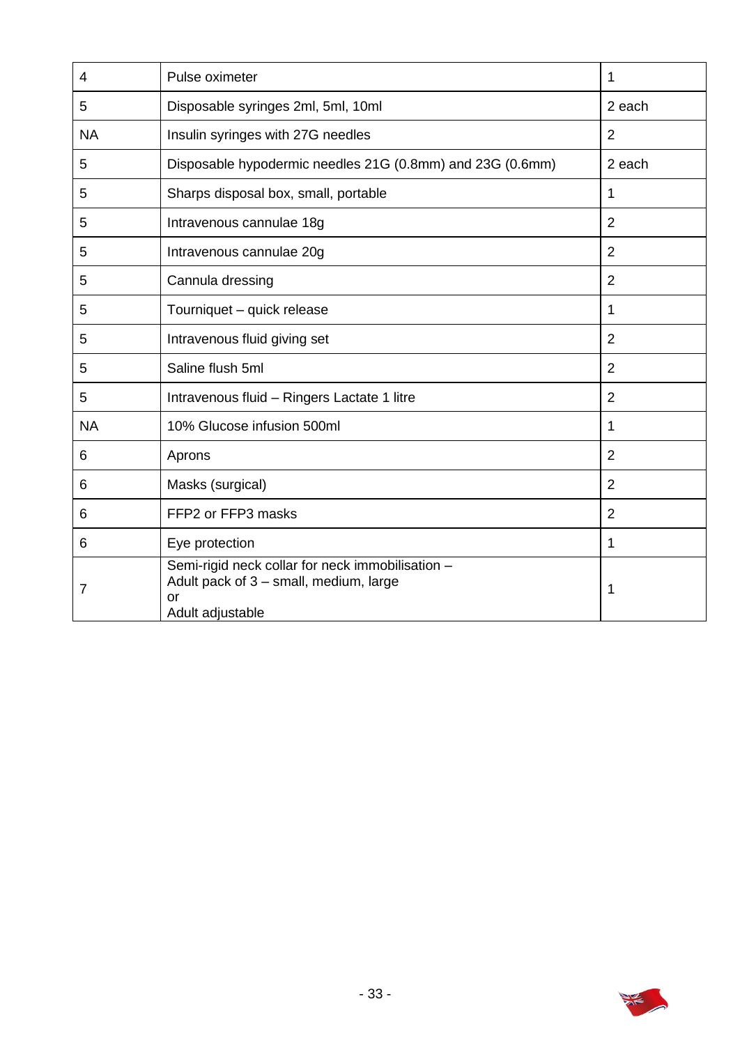| | | |
|---|---|---|
| 4 | Pulse oximeter | 1 |
| 5 | Disposable syringes 2ml, 5ml, 10ml | 2 each |
| NA | Insulin syringes with 27G needles | 2 |
| 5 | Disposable hypodermic needles 21G (0.8mm) and 23G (0.6mm) | 2 each |
| 5 | Sharps disposal box, small, portable | 1 |
| 5 | Intravenous cannulae 18g | 2 |
| 5 | Intravenous cannulae 20g | 2 |
| 5 | Cannula dressing | 2 |
| 5 | Tourniquet – quick release | 1 |
| 5 | Intravenous fluid giving set | 2 |
| 5 | Saline flush 5ml | 2 |
| 5 | Intravenous fluid – Ringers Lactate 1 litre | 2 |
| NA | 10% Glucose infusion 500ml | 1 |
| 6 | Aprons | 2 |
| 6 | Masks (surgical) | 2 |
| 6 | FFP2 or FFP3 masks | 2 |
| 6 | Eye protection | 1 |
| 7 | Semi-rigid neck collar for neck immobilisation – Adult pack of 3 – small, medium, large or Adult adjustable | 1 |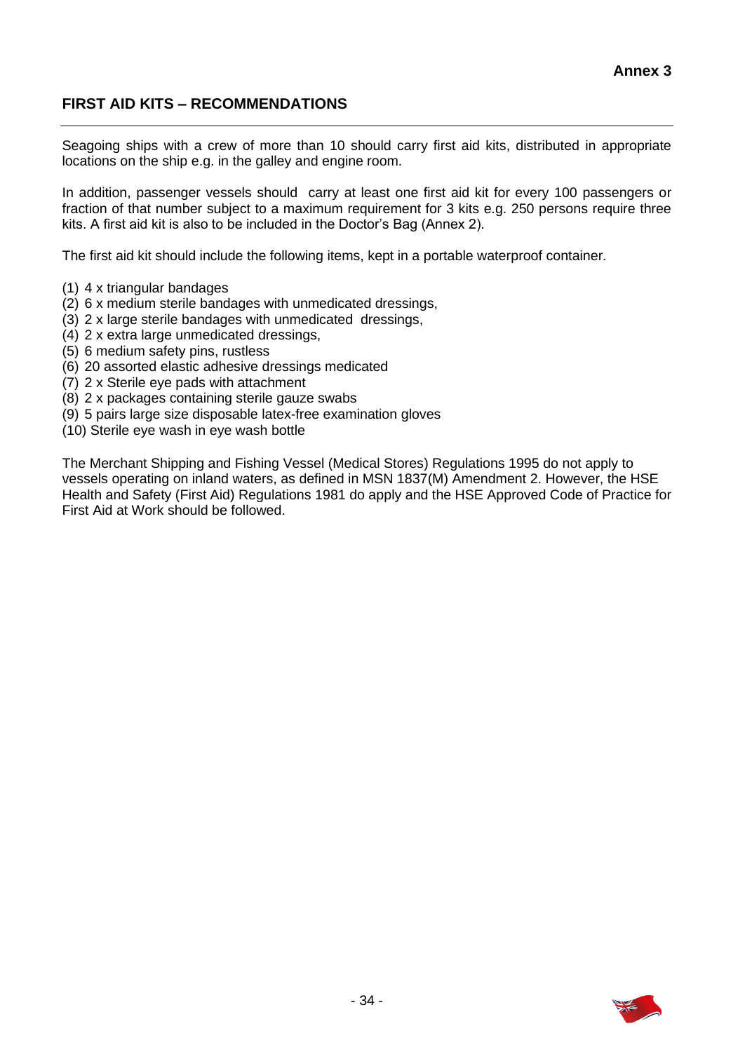**Annex 3**

## FIRST AID KITS – RECOMMENDATIONS

Seagoing ships with a crew of more than 10 should carry first aid kits, distributed in appropriate locations on the ship e.g. in the galley and engine room.

In addition, passenger vessels should carry at least one first aid kit for every 100 passengers or fraction of that number subject to a maximum requirement for 3 kits e.g. 250 persons require three kits. A first aid kit is also to be included in the Doctor's Bag (Annex 2).

The first aid kit should include the following items, kept in a portable waterproof container.

(1) 4 x triangular bandages
(2) 6 x medium sterile bandages with unmedicated dressings,
(3) 2 x large sterile bandages with unmedicated dressings,
(4) 2 x extra large unmedicated dressings,
(5) 6 medium safety pins, rustless
(6) 20 assorted elastic adhesive dressings medicated
(7) 2 x Sterile eye pads with attachment
(8) 2 x packages containing sterile gauze swabs
(9) 5 pairs large size disposable latex-free examination gloves
(10) Sterile eye wash in eye wash bottle

The Merchant Shipping and Fishing Vessel (Medical Stores) Regulations 1995 do not apply to vessels operating on inland waters, as defined in MSN 1837(M) Amendment 2. However, the HSE Health and Safety (First Aid) Regulations 1981 do apply and the HSE Approved Code of Practice for First Aid at Work should be followed.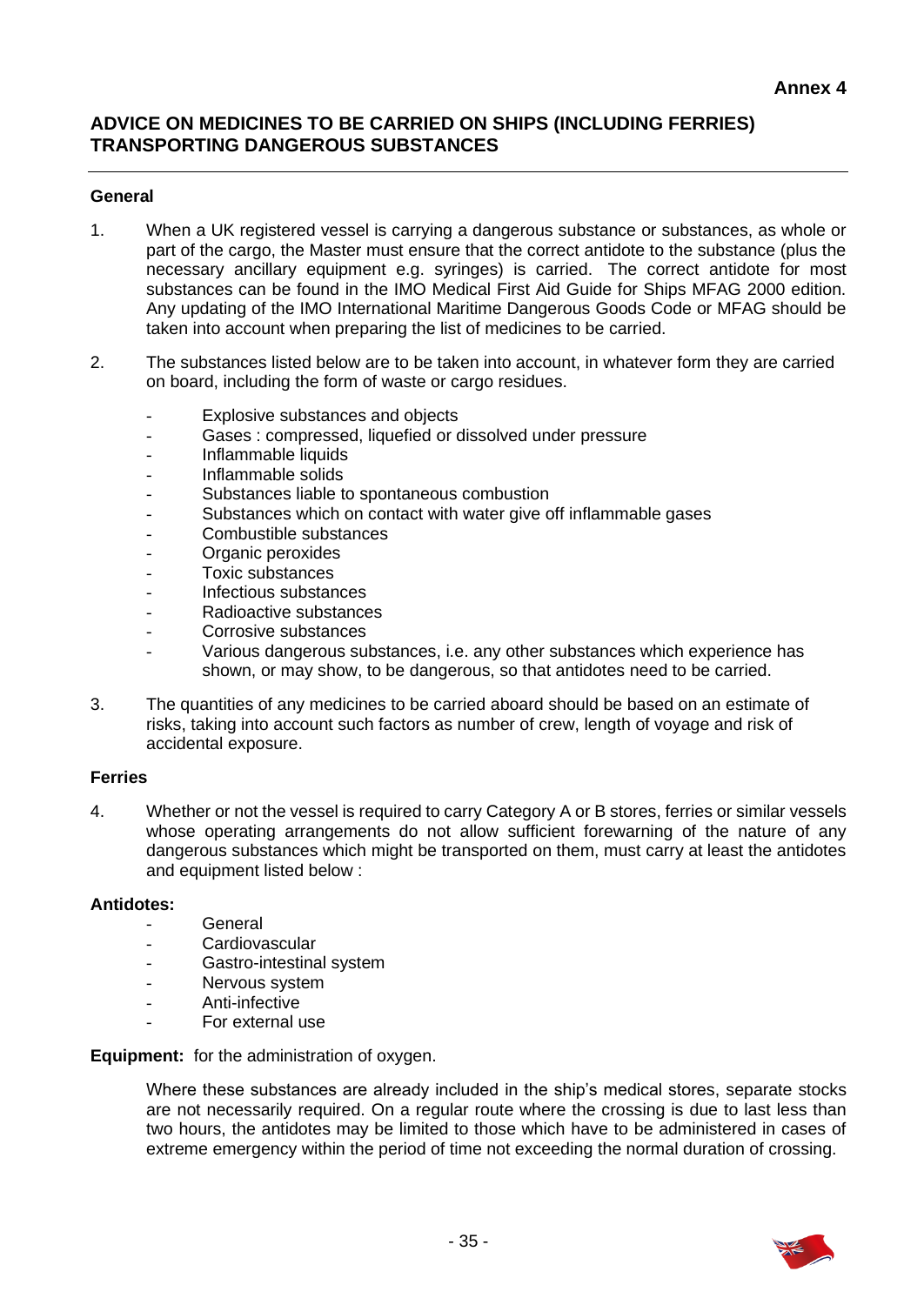**Annex 4**

## ADVICE ON MEDICINES TO BE CARRIED ON SHIPS (INCLUDING FERRIES) TRANSPORTING DANGEROUS SUBSTANCES

### General

1. When a UK registered vessel is carrying a dangerous substance or substances, as whole or part of the cargo, the Master must ensure that the correct antidote to the substance (plus the necessary ancillary equipment e.g. syringes) is carried. The correct antidote for most substances can be found in the IMO Medical First Aid Guide for Ships MFAG 2000 edition. Any updating of the IMO International Maritime Dangerous Goods Code or MFAG should be taken into account when preparing the list of medicines to be carried.

2. The substances listed below are to be taken into account, in whatever form they are carried on board, including the form of waste or cargo residues.

   - Explosive substances and objects
   - Gases : compressed, liquefied or dissolved under pressure
   - Inflammable liquids
   - Inflammable solids
   - Substances liable to spontaneous combustion
   - Substances which on contact with water give off inflammable gases
   - Combustible substances
   - Organic peroxides
   - Toxic substances
   - Infectious substances
   - Radioactive substances
   - Corrosive substances
   - Various dangerous substances, i.e. any other substances which experience has shown, or may show, to be dangerous, so that antidotes need to be carried.

3. The quantities of any medicines to be carried aboard should be based on an estimate of risks, taking into account such factors as number of crew, length of voyage and risk of accidental exposure.

### Ferries

4. Whether or not the vessel is required to carry Category A or B stores, ferries or similar vessels whose operating arrangements do not allow sufficient forewarning of the nature of any dangerous substances which might be transported on them, must carry at least the antidotes and equipment listed below :

**Antidotes:**

- General
- Cardiovascular
- Gastro-intestinal system
- Nervous system
- Anti-infective
- For external use

**Equipment:** for the administration of oxygen.

Where these substances are already included in the ship's medical stores, separate stocks are not necessarily required. On a regular route where the crossing is due to last less than two hours, the antidotes may be limited to those which have to be administered in cases of extreme emergency within the period of time not exceeding the normal duration of crossing.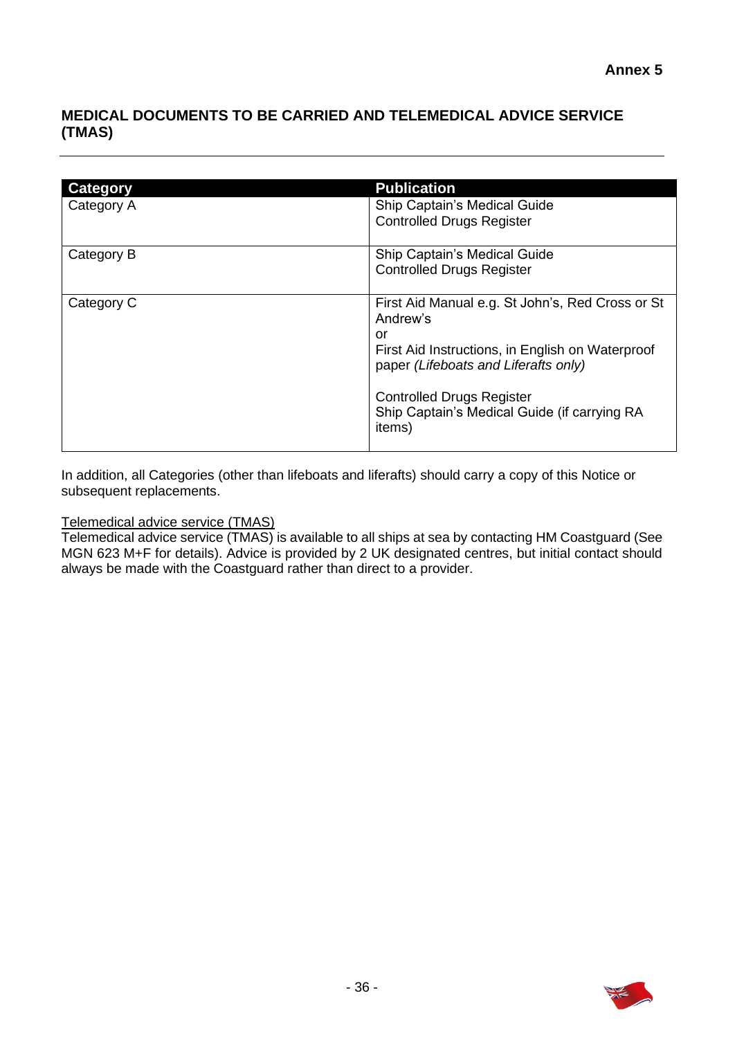**Annex 5**

## MEDICAL DOCUMENTS TO BE CARRIED AND TELEMEDICAL ADVICE SERVICE (TMAS)

| Category | Publication |
|---|---|
| Category A | Ship Captain's Medical Guide<br>Controlled Drugs Register |
| Category B | Ship Captain's Medical Guide<br>Controlled Drugs Register |
| Category C | First Aid Manual e.g. St John's, Red Cross or St Andrew's<br>or<br>First Aid Instructions, in English on Waterproof paper *(Lifeboats and Liferafts only)*<br><br>Controlled Drugs Register<br>Ship Captain's Medical Guide (if carrying RA items) |

In addition, all Categories (other than lifeboats and liferafts) should carry a copy of this Notice or subsequent replacements.

<u>Telemedical advice service (TMAS)</u>
Telemedical advice service (TMAS) is available to all ships at sea by contacting HM Coastguard (See MGN 623 M+F for details). Advice is provided by 2 UK designated centres, but initial contact should always be made with the Coastguard rather than direct to a provider.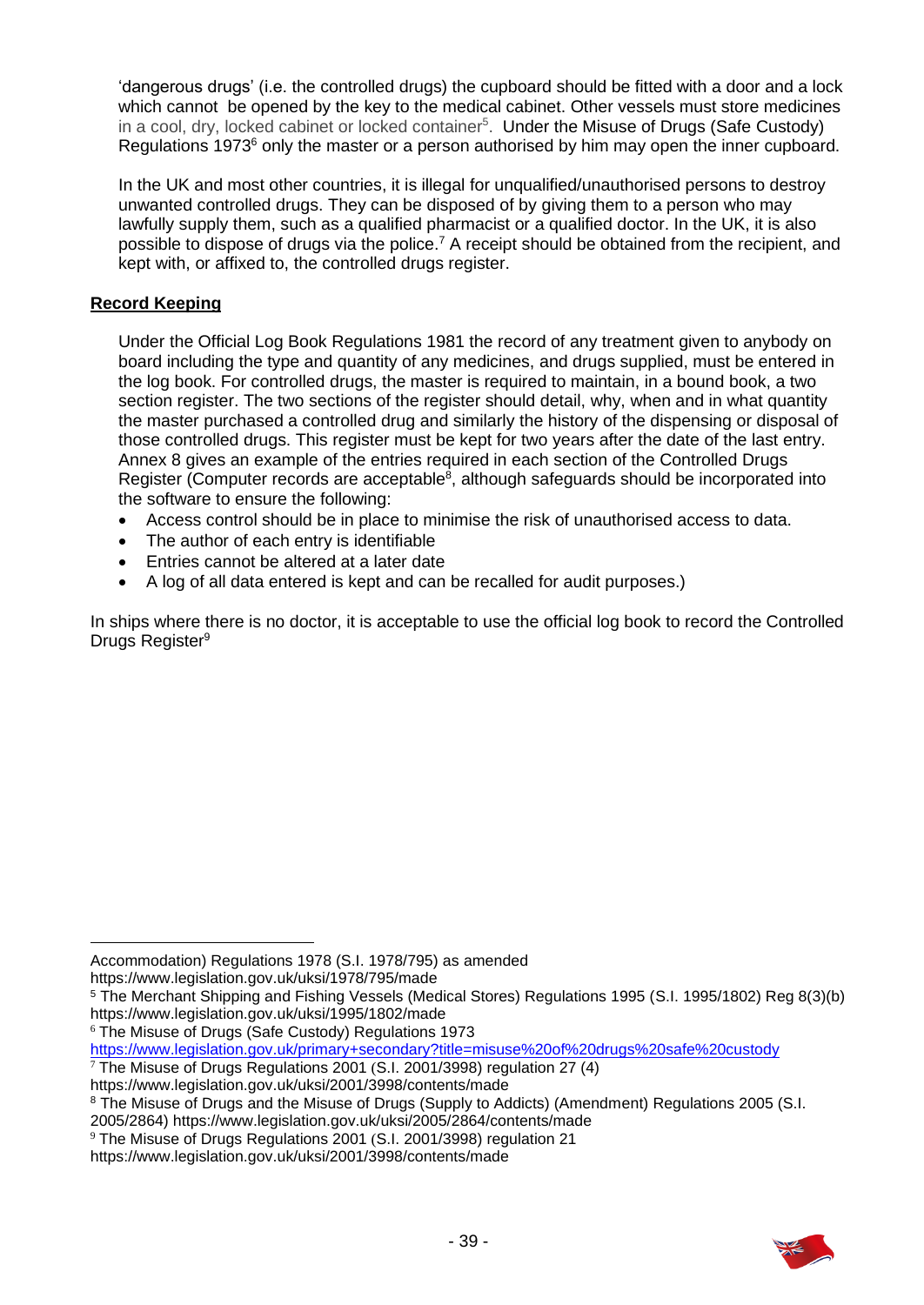'dangerous drugs' (i.e. the controlled drugs) the cupboard should be fitted with a door and a lock which cannot be opened by the key to the medical cabinet. Other vessels must store medicines in a cool, dry, locked cabinet or locked container[5]. Under the Misuse of Drugs (Safe Custody) Regulations 1973[6] only the master or a person authorised by him may open the inner cupboard.

In the UK and most other countries, it is illegal for unqualified/unauthorised persons to destroy unwanted controlled drugs. They can be disposed of by giving them to a person who may lawfully supply them, such as a qualified pharmacist or a qualified doctor. In the UK, it is also possible to dispose of drugs via the police.[7] A receipt should be obtained from the recipient, and kept with, or affixed to, the controlled drugs register.

**Record Keeping**

Under the Official Log Book Regulations 1981 the record of any treatment given to anybody on board including the type and quantity of any medicines, and drugs supplied, must be entered in the log book. For controlled drugs, the master is required to maintain, in a bound book, a two section register. The two sections of the register should detail, why, when and in what quantity the master purchased a controlled drug and similarly the history of the dispensing or disposal of those controlled drugs. This register must be kept for two years after the date of the last entry. Annex 8 gives an example of the entries required in each section of the Controlled Drugs Register (Computer records are acceptable[8], although safeguards should be incorporated into the software to ensure the following:

- Access control should be in place to minimise the risk of unauthorised access to data.
- The author of each entry is identifiable
- Entries cannot be altered at a later date
- A log of all data entered is kept and can be recalled for audit purposes.)

In ships where there is no doctor, it is acceptable to use the official log book to record the Controlled Drugs Register[9]

---

Accommodation) Regulations 1978 (S.I. 1978/795) as amended https://www.legislation.gov.uk/uksi/1978/795/made

[5] The Merchant Shipping and Fishing Vessels (Medical Stores) Regulations 1995 (S.I. 1995/1802) Reg 8(3)(b) https://www.legislation.gov.uk/uksi/1995/1802/made

[6] The Misuse of Drugs (Safe Custody) Regulations 1973 https://www.legislation.gov.uk/primary+secondary?title=misuse%20of%20drugs%20safe%20custody

[7] The Misuse of Drugs Regulations 2001 (S.I. 2001/3998) regulation 27 (4) https://www.legislation.gov.uk/uksi/2001/3998/contents/made

[8] The Misuse of Drugs and the Misuse of Drugs (Supply to Addicts) (Amendment) Regulations 2005 (S.I. 2005/2864) https://www.legislation.gov.uk/uksi/2005/2864/contents/made

[9] The Misuse of Drugs Regulations 2001 (S.I. 2001/3998) regulation 21 https://www.legislation.gov.uk/uksi/2001/3998/contents/made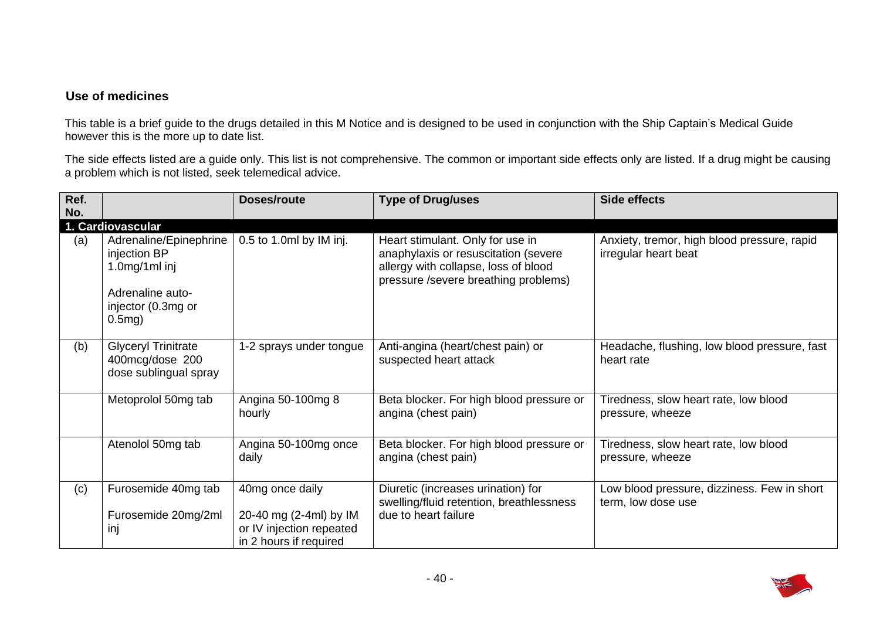## Use of medicines

This table is a brief guide to the drugs detailed in this M Notice and is designed to be used in conjunction with the Ship Captain's Medical Guide however this is the more up to date list.

The side effects listed are a guide only. This list is not comprehensive. The common or important side effects only are listed. If a drug might be causing a problem which is not listed, seek telemedical advice.

| Ref. No. | | Doses/route | Type of Drug/uses | Side effects |
|---|---|---|---|---|
| **1. Cardiovascular** | | | | |
| (a) | Adrenaline/Epinephrine injection BP 1.0mg/1ml inj<br><br>Adrenaline auto-injector (0.3mg or 0.5mg) | 0.5 to 1.0ml by IM inj. | Heart stimulant. Only for use in anaphylaxis or resuscitation (severe allergy with collapse, loss of blood pressure /severe breathing problems) | Anxiety, tremor, high blood pressure, rapid irregular heart beat |
| (b) | Glyceryl Trinitrate 400mcg/dose 200 dose sublingual spray | 1-2 sprays under tongue | Anti-angina (heart/chest pain) or suspected heart attack | Headache, flushing, low blood pressure, fast heart rate |
| | Metoprolol 50mg tab | Angina 50-100mg 8 hourly | Beta blocker. For high blood pressure or angina (chest pain) | Tiredness, slow heart rate, low blood pressure, wheeze |
| | Atenolol 50mg tab | Angina 50-100mg once daily | Beta blocker. For high blood pressure or angina (chest pain) | Tiredness, slow heart rate, low blood pressure, wheeze |
| (c) | Furosemide 40mg tab<br><br>Furosemide 20mg/2ml inj | 40mg once daily<br><br>20-40 mg (2-4ml) by IM or IV injection repeated in 2 hours if required | Diuretic (increases urination) for swelling/fluid retention, breathlessness due to heart failure | Low blood pressure, dizziness. Few in short term, low dose use |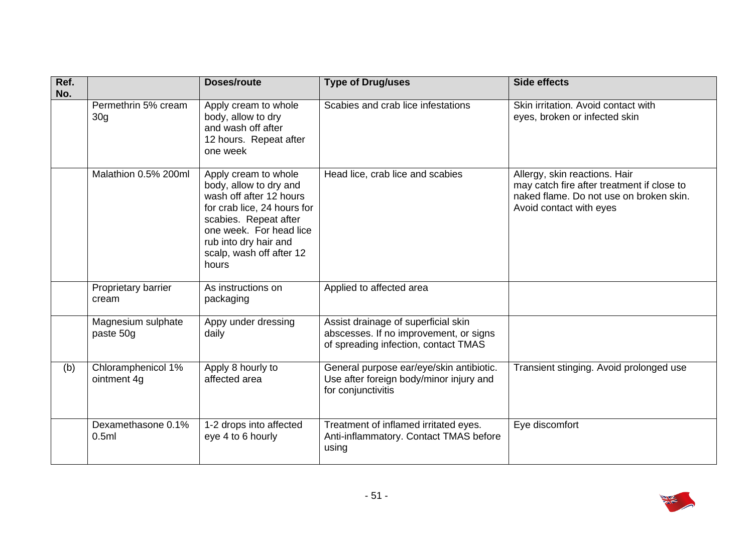| Ref. No. | | Doses/route | Type of Drug/uses | Side effects |
|---|---|---|---|---|
| | Permethrin 5% cream 30g | Apply cream to whole body, allow to dry and wash off after 12 hours. Repeat after one week | Scabies and crab lice infestations | Skin irritation. Avoid contact with eyes, broken or infected skin |
| | Malathion 0.5% 200ml | Apply cream to whole body, allow to dry and wash off after 12 hours for crab lice, 24 hours for scabies. Repeat after one week. For head lice rub into dry hair and scalp, wash off after 12 hours | Head lice, crab lice and scabies | Allergy, skin reactions. Hair may catch fire after treatment if close to naked flame. Do not use on broken skin. Avoid contact with eyes |
| | Proprietary barrier cream | As instructions on packaging | Applied to affected area | |
| | Magnesium sulphate paste 50g | Appy under dressing daily | Assist drainage of superficial skin abscesses. If no improvement, or signs of spreading infection, contact TMAS | |
| (b) | Chloramphenicol 1% ointment 4g | Apply 8 hourly to affected area | General purpose ear/eye/skin antibiotic. Use after foreign body/minor injury and for conjunctivitis | Transient stinging. Avoid prolonged use |
| | Dexamethasone 0.1% 0.5ml | 1-2 drops into affected eye 4 to 6 hourly | Treatment of inflamed irritated eyes. Anti-inflammatory. Contact TMAS before using | Eye discomfort |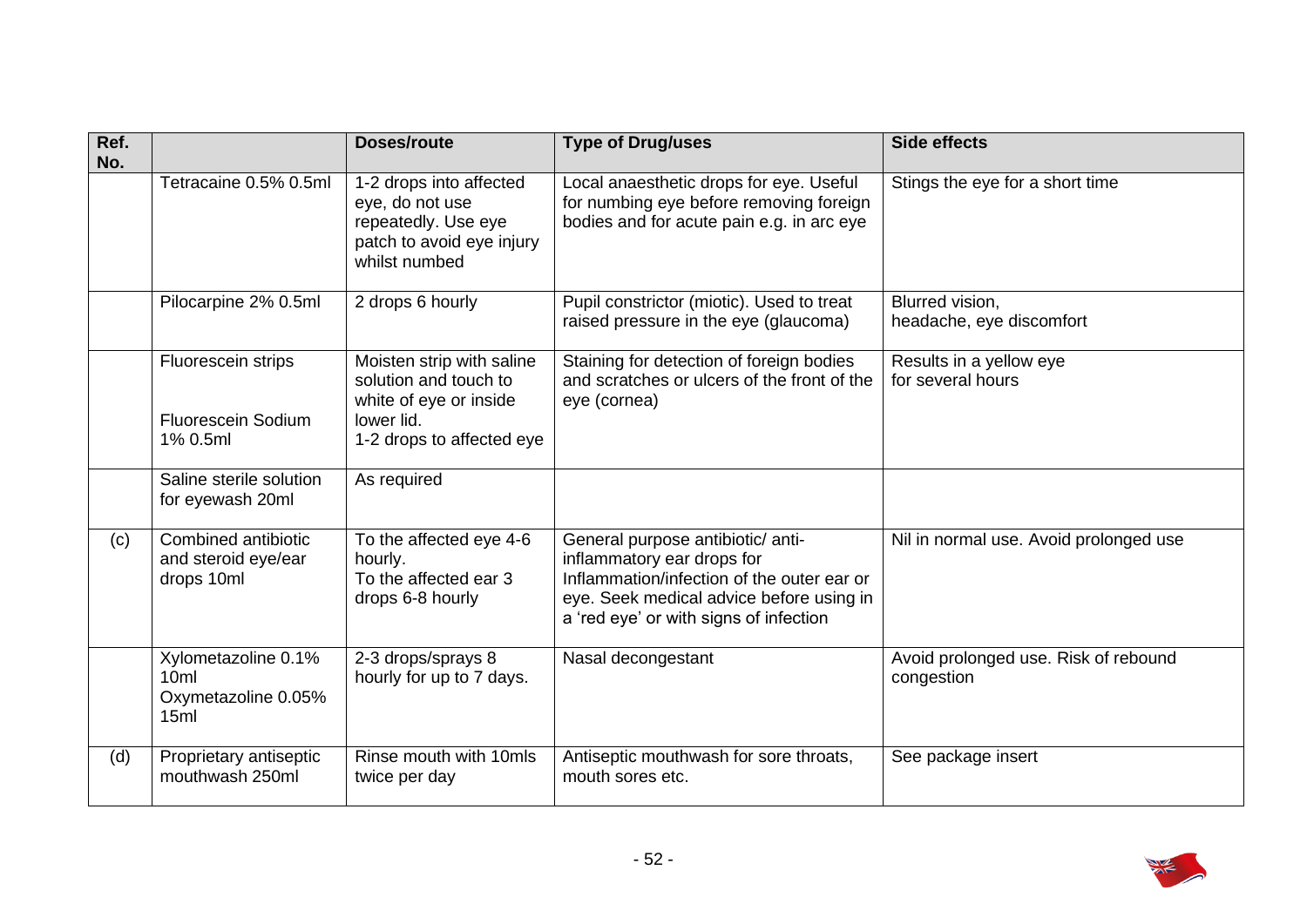| Ref. No. | | Doses/route | Type of Drug/uses | Side effects |
|---|---|---|---|---|
| | Tetracaine 0.5% 0.5ml | 1-2 drops into affected eye, do not use repeatedly. Use eye patch to avoid eye injury whilst numbed | Local anaesthetic drops for eye. Useful for numbing eye before removing foreign bodies and for acute pain e.g. in arc eye | Stings the eye for a short time |
| | Pilocarpine 2% 0.5ml | 2 drops 6 hourly | Pupil constrictor (miotic). Used to treat raised pressure in the eye (glaucoma) | Blurred vision, headache, eye discomfort |
| | Fluorescein strips<br><br>Fluorescein Sodium 1% 0.5ml | Moisten strip with saline solution and touch to white of eye or inside lower lid.<br>1-2 drops to affected eye | Staining for detection of foreign bodies and scratches or ulcers of the front of the eye (cornea) | Results in a yellow eye for several hours |
| | Saline sterile solution for eyewash 20ml | As required | | |
| (c) | Combined antibiotic and steroid eye/ear drops 10ml | To the affected eye 4-6 hourly.<br>To the affected ear 3 drops 6-8 hourly | General purpose antibiotic/ anti-inflammatory ear drops for Inflammation/infection of the outer ear or eye. Seek medical advice before using in a 'red eye' or with signs of infection | Nil in normal use. Avoid prolonged use |
| | Xylometazoline 0.1% 10ml<br>Oxymetazoline 0.05% 15ml | 2-3 drops/sprays 8 hourly for up to 7 days. | Nasal decongestant | Avoid prolonged use. Risk of rebound congestion |
| (d) | Proprietary antiseptic mouthwash 250ml | Rinse mouth with 10mls twice per day | Antiseptic mouthwash for sore throats, mouth sores etc. | See package insert |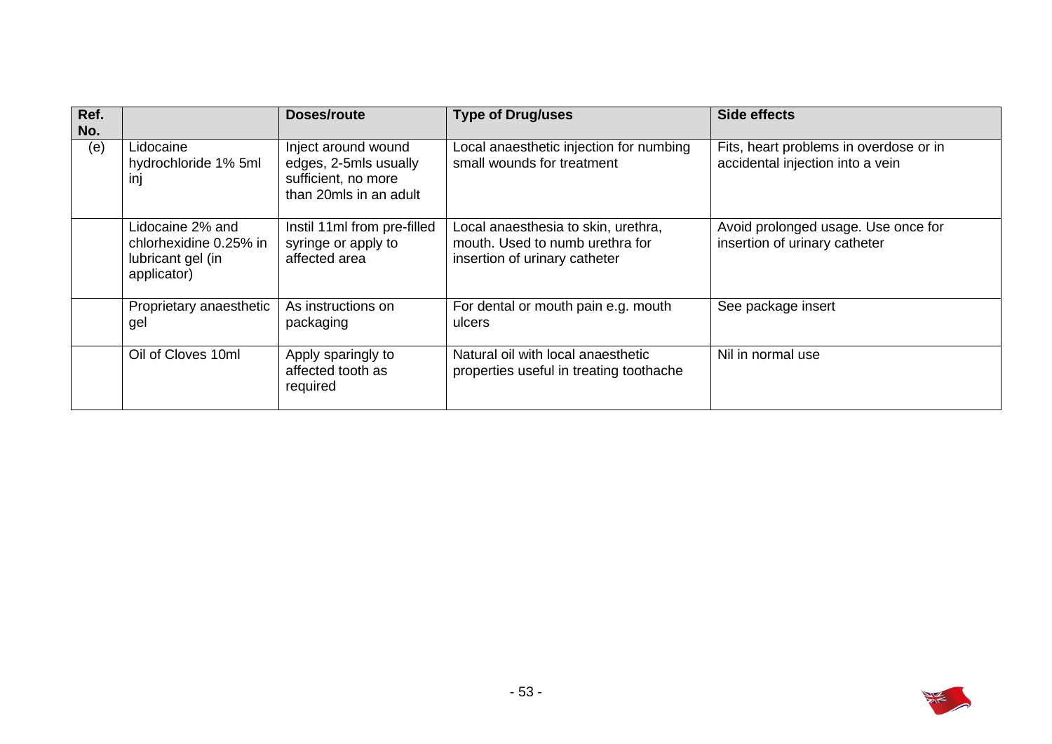| Ref. No. | | Doses/route | Type of Drug/uses | Side effects |
|---|---|---|---|---|
| (e) | Lidocaine hydrochloride 1% 5ml inj | Inject around wound edges, 2-5mls usually sufficient, no more than 20mls in an adult | Local anaesthetic injection for numbing small wounds for treatment | Fits, heart problems in overdose or in accidental injection into a vein |
| | Lidocaine 2% and chlorhexidine 0.25% in lubricant gel (in applicator) | Instil 11ml from pre-filled syringe or apply to affected area | Local anaesthesia to skin, urethra, mouth. Used to numb urethra for insertion of urinary catheter | Avoid prolonged usage. Use once for insertion of urinary catheter |
| | Proprietary anaesthetic gel | As instructions on packaging | For dental or mouth pain e.g. mouth ulcers | See package insert |
| | Oil of Cloves 10ml | Apply sparingly to affected tooth as required | Natural oil with local anaesthetic properties useful in treating toothache | Nil in normal use |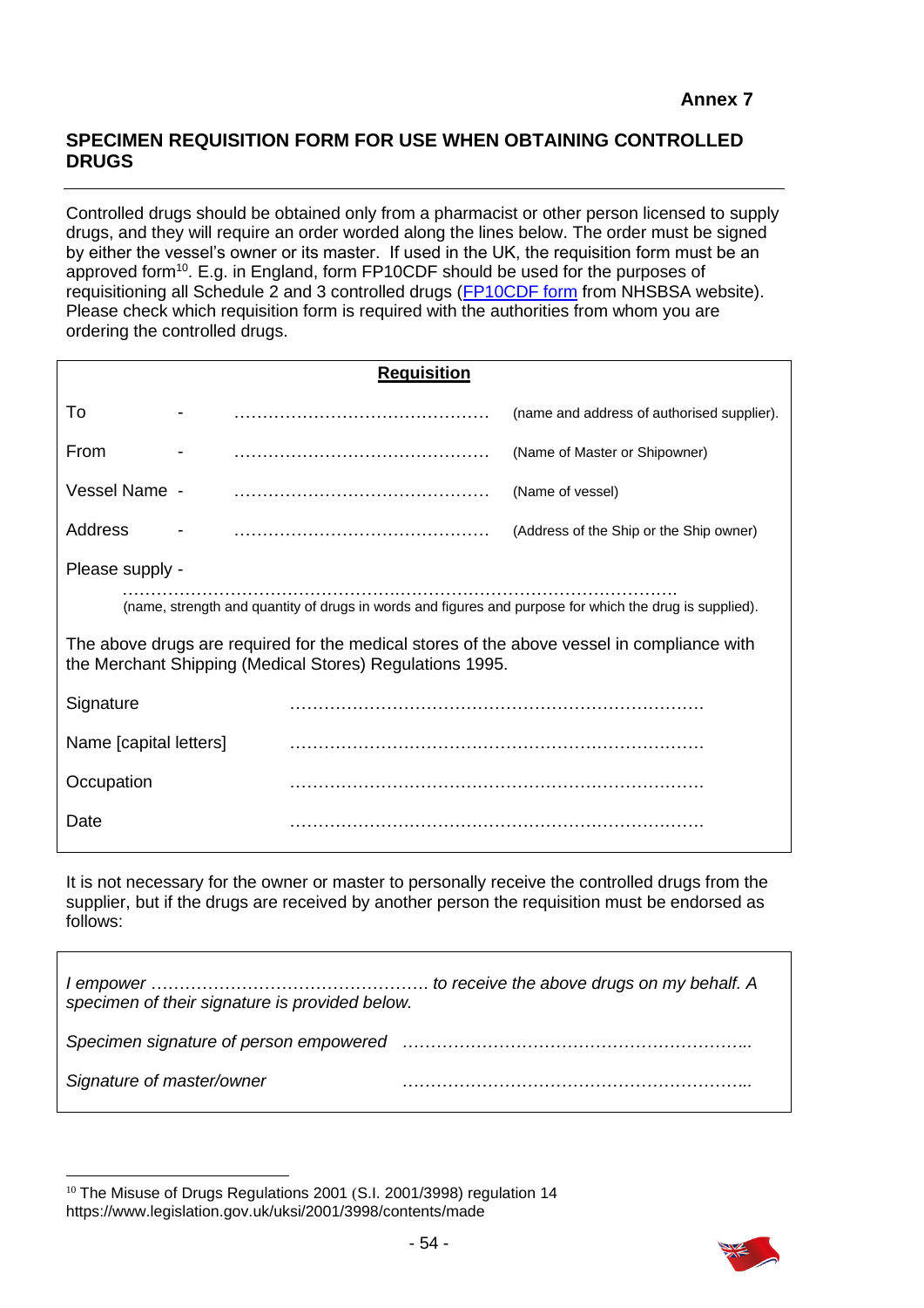**Annex 7**

## SPECIMEN REQUISITION FORM FOR USE WHEN OBTAINING CONTROLLED DRUGS

Controlled drugs should be obtained only from a pharmacist or other person licensed to supply drugs, and they will require an order worded along the lines below. The order must be signed by either the vessel's owner or its master. If used in the UK, the requisition form must be an approved form[10]. E.g. in England, form FP10CDF should be used for the purposes of requisitioning all Schedule 2 and 3 controlled drugs (FP10CDF form from NHSBSA website). Please check which requisition form is required with the authorities from whom you are ordering the controlled drugs.

**Requisition**

To - ……………………………………… (name and address of authorised supplier).

From - ……………………………………… (Name of Master or Shipowner)

Vessel Name - ……………………………………… (Name of vessel)

Address - ……………………………………… (Address of the Ship or the Ship owner)

Please supply -

………………………………………………………………………………………….

(name, strength and quantity of drugs in words and figures and purpose for which the drug is supplied).

The above drugs are required for the medical stores of the above vessel in compliance with the Merchant Shipping (Medical Stores) Regulations 1995.

Signature ………………………………………………………………

Name [capital letters] ………………………………………………………………

Occupation ………………………………………………………………

Date ………………………………………………………………

It is not necessary for the owner or master to personally receive the controlled drugs from the supplier, but if the drugs are received by another person the requisition must be endorsed as follows:

*I empower ………………………………………… to receive the above drugs on my behalf. A specimen of their signature is provided below.*

*Specimen signature of person empowered* ……………………………………………………..

*Signature of master/owner* ……………………………………………………..

---

[10] The Misuse of Drugs Regulations 2001 (S.I. 2001/3998) regulation 14 https://www.legislation.gov.uk/uksi/2001/3998/contents/made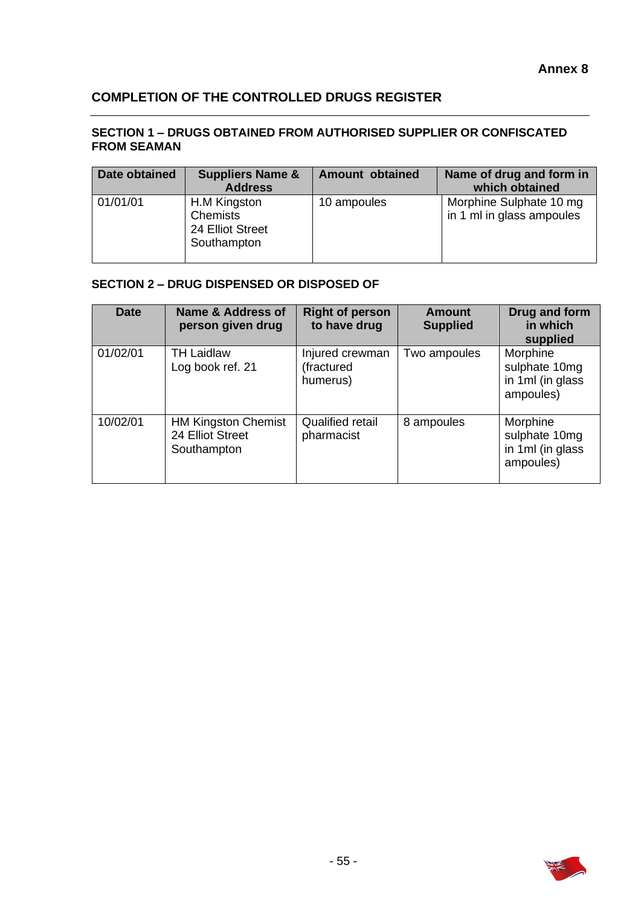**Annex 8**

## COMPLETION OF THE CONTROLLED DRUGS REGISTER

### SECTION 1 – DRUGS OBTAINED FROM AUTHORISED SUPPLIER OR CONFISCATED FROM SEAMAN

| Date obtained | Suppliers Name & Address | Amount obtained | Name of drug and form in which obtained |
|---|---|---|---|
| 01/01/01 | H.M Kingston Chemists 24 Elliot Street Southampton | 10 ampoules | Morphine Sulphate 10 mg in 1 ml in glass ampoules |

### SECTION 2 – DRUG DISPENSED OR DISPOSED OF

| Date | Name & Address of person given drug | Right of person to have drug | Amount Supplied | Drug and form in which supplied |
|---|---|---|---|---|
| 01/02/01 | TH Laidlaw Log book ref. 21 | Injured crewman (fractured humerus) | Two ampoules | Morphine sulphate 10mg in 1ml (in glass ampoules) |
| 10/02/01 | HM Kingston Chemist 24 Elliot Street Southampton | Qualified retail pharmacist | 8 ampoules | Morphine sulphate 10mg in 1ml (in glass ampoules) |